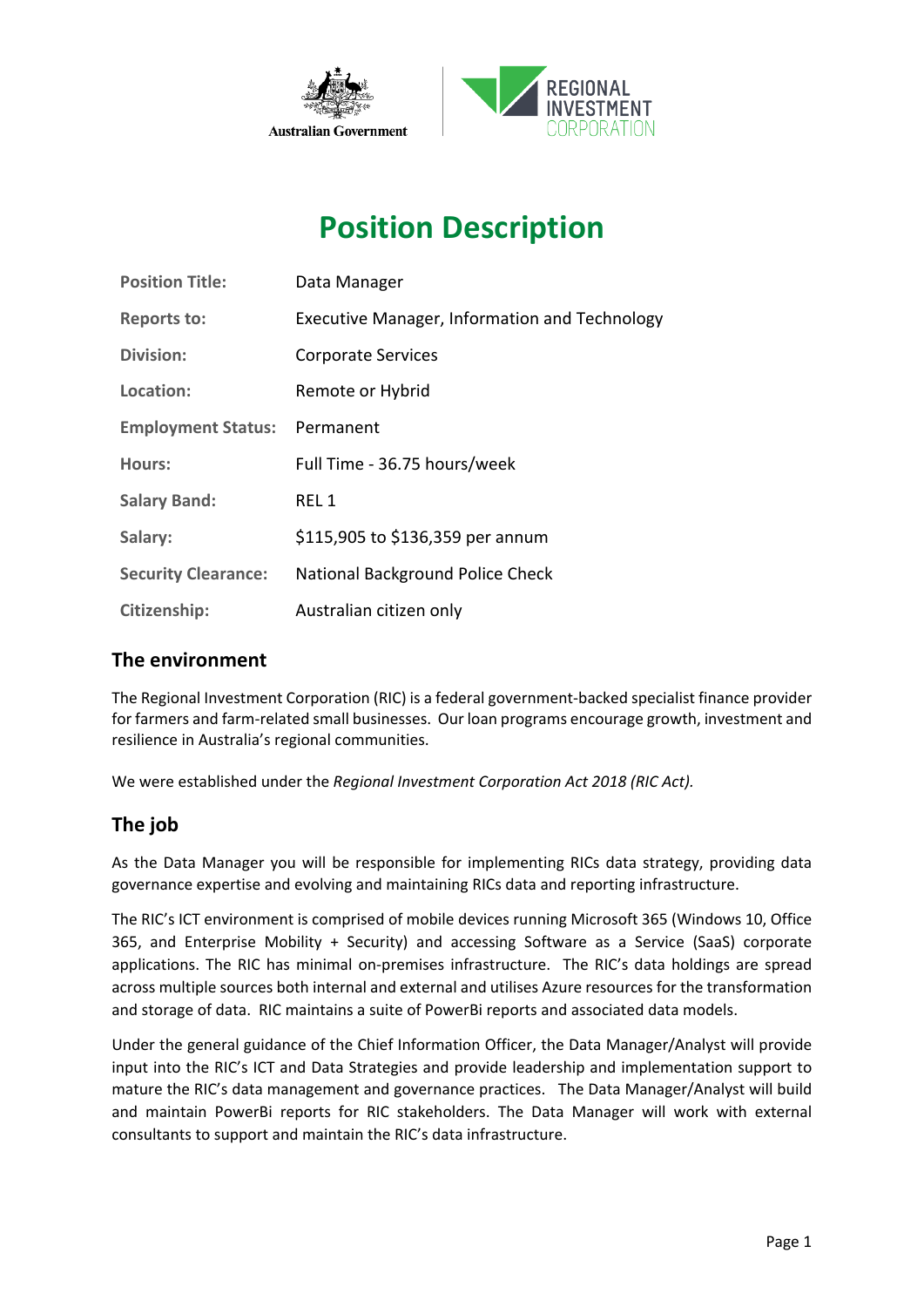# Position Description

| | |
|---|---|
| **Position Title:** | Data Manager |
| **Reports to:** | Executive Manager, Information and Technology |
| **Division:** | Corporate Services |
| **Location:** | Remote or Hybrid |
| **Employment Status:** | Permanent |
| **Hours:** | Full Time - 36.75 hours/week |
| **Salary Band:** | REL 1 |
| **Salary:** | $115,905 to $136,359 per annum |
| **Security Clearance:** | National Background Police Check |
| **Citizenship:** | Australian citizen only |

## The environment

The Regional Investment Corporation (RIC) is a federal government-backed specialist finance provider for farmers and farm-related small businesses. Our loan programs encourage growth, investment and resilience in Australia's regional communities.

We were established under the *Regional Investment Corporation Act 2018 (RIC Act).*

## The job

As the Data Manager you will be responsible for implementing RICs data strategy, providing data governance expertise and evolving and maintaining RICs data and reporting infrastructure.

The RIC's ICT environment is comprised of mobile devices running Microsoft 365 (Windows 10, Office 365, and Enterprise Mobility + Security) and accessing Software as a Service (SaaS) corporate applications. The RIC has minimal on-premises infrastructure. The RIC's data holdings are spread across multiple sources both internal and external and utilises Azure resources for the transformation and storage of data. RIC maintains a suite of PowerBi reports and associated data models.

Under the general guidance of the Chief Information Officer, the Data Manager/Analyst will provide input into the RIC's ICT and Data Strategies and provide leadership and implementation support to mature the RIC's data management and governance practices. The Data Manager/Analyst will build and maintain PowerBi reports for RIC stakeholders. The Data Manager will work with external consultants to support and maintain the RIC's data infrastructure.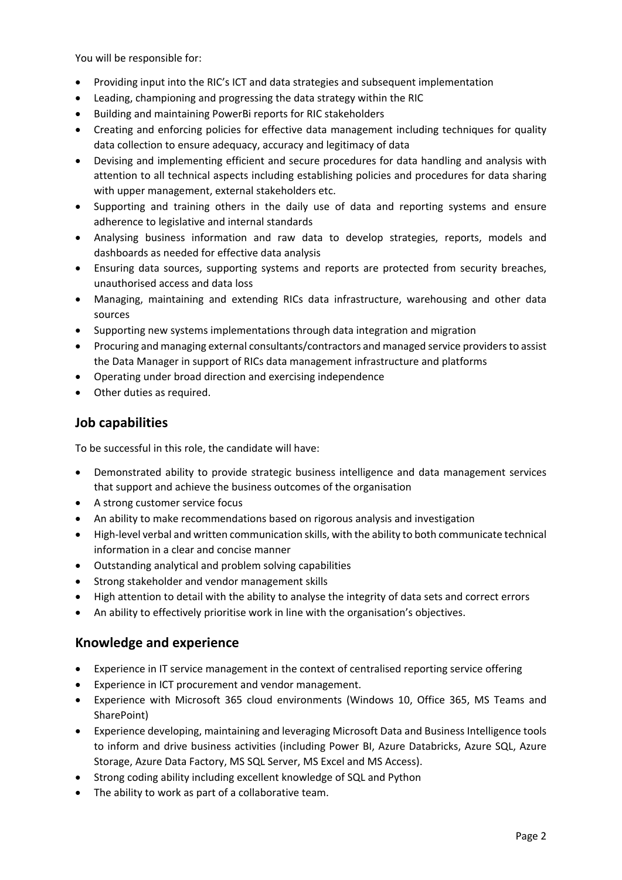You will be responsible for:

- Providing input into the RIC's ICT and data strategies and subsequent implementation
- Leading, championing and progressing the data strategy within the RIC
- Building and maintaining PowerBi reports for RIC stakeholders
- Creating and enforcing policies for effective data management including techniques for quality data collection to ensure adequacy, accuracy and legitimacy of data
- Devising and implementing efficient and secure procedures for data handling and analysis with attention to all technical aspects including establishing policies and procedures for data sharing with upper management, external stakeholders etc.
- Supporting and training others in the daily use of data and reporting systems and ensure adherence to legislative and internal standards
- Analysing business information and raw data to develop strategies, reports, models and dashboards as needed for effective data analysis
- Ensuring data sources, supporting systems and reports are protected from security breaches, unauthorised access and data loss
- Managing, maintaining and extending RICs data infrastructure, warehousing and other data sources
- Supporting new systems implementations through data integration and migration
- Procuring and managing external consultants/contractors and managed service providers to assist the Data Manager in support of RICs data management infrastructure and platforms
- Operating under broad direction and exercising independence
- Other duties as required.

## Job capabilities

To be successful in this role, the candidate will have:

- Demonstrated ability to provide strategic business intelligence and data management services that support and achieve the business outcomes of the organisation
- A strong customer service focus
- An ability to make recommendations based on rigorous analysis and investigation
- High-level verbal and written communication skills, with the ability to both communicate technical information in a clear and concise manner
- Outstanding analytical and problem solving capabilities
- Strong stakeholder and vendor management skills
- High attention to detail with the ability to analyse the integrity of data sets and correct errors
- An ability to effectively prioritise work in line with the organisation's objectives.

## Knowledge and experience

- Experience in IT service management in the context of centralised reporting service offering
- Experience in ICT procurement and vendor management.
- Experience with Microsoft 365 cloud environments (Windows 10, Office 365, MS Teams and SharePoint)
- Experience developing, maintaining and leveraging Microsoft Data and Business Intelligence tools to inform and drive business activities (including Power BI, Azure Databricks, Azure SQL, Azure Storage, Azure Data Factory, MS SQL Server, MS Excel and MS Access).
- Strong coding ability including excellent knowledge of SQL and Python
- The ability to work as part of a collaborative team.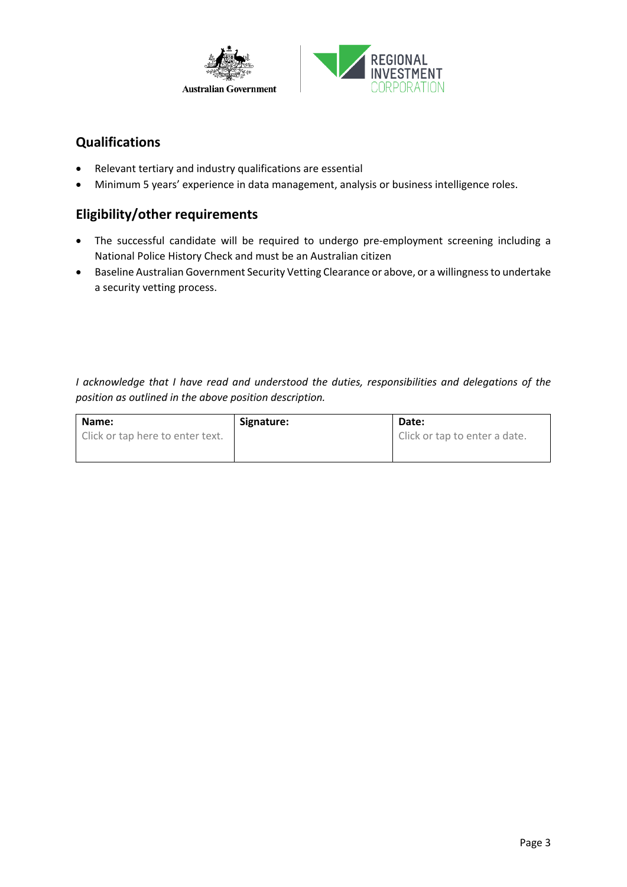## Qualifications

- Relevant tertiary and industry qualifications are essential
- Minimum 5 years' experience in data management, analysis or business intelligence roles.

## Eligibility/other requirements

- The successful candidate will be required to undergo pre-employment screening including a National Police History Check and must be an Australian citizen
- Baseline Australian Government Security Vetting Clearance or above, or a willingness to undertake a security vetting process.

*I acknowledge that I have read and understood the duties, responsibilities and delegations of the position as outlined in the above position description.*

| Name: | Signature: | Date: |
|---|---|---|
| Click or tap here to enter text. | | Click or tap to enter a date. |